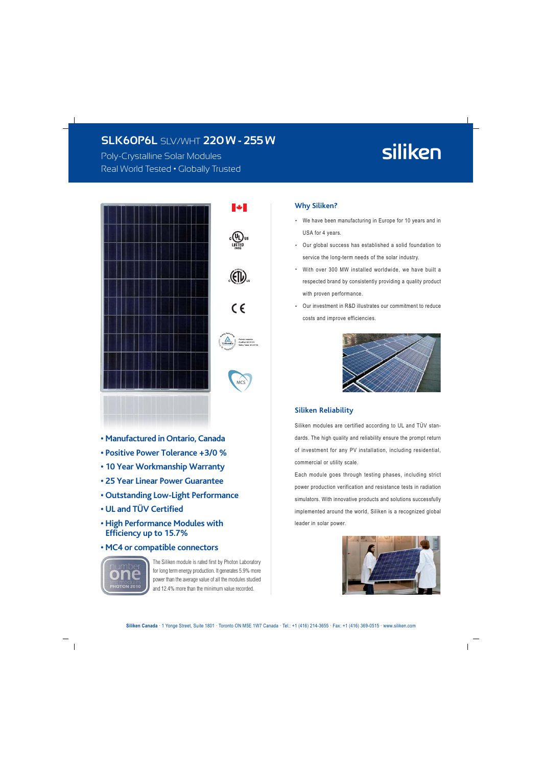# SLK60P6L SLV/WHT 220 W - 255 W

Poly-Crystalline Solar Modules

Real World Tested • Globally Trusted

siliken

- Manufactured in Ontario, Canada
- Positive Power Tolerance +3/0 %
- 10 Year Workmanship Warranty
- 25 Year Linear Power Guarantee
- Outstanding Low-Light Performance
- UL and TÜV Certified
- High Performance Modules with Efficiency up to 15.7%
- MC4 or compatible connectors

number one test modules PHOTON 2010

The Siliken module is rated first by Photon Laboratory for long term energy production. It generates 5.9% more power than the average value of all the modules studied and 12.4% more than the minimum value recorded.

## Why Siliken?

- We have been manufacturing in Europe for 10 years and in USA for 4 years.
- Our global success has established a solid foundation to service the long-term needs of the solar industry.
- With over 300 MW installed worldwide, we have built a respected brand by consistently providing a quality product with proven performance.
- Our investment in R&D illustrates our commitment to reduce costs and improve efficiencies.

## Siliken Reliability

Siliken modules are certified according to UL and TÜV standards. The high quality and reliability ensure the prompt return of investment for any PV installation, including residential, commercial or utility scale.

Each module goes through testing phases, including strict power production verification and resistance tests in radiation simulators. With innovative products and solutions successfully implemented around the world, Siliken is a recognized global leader in solar power.

**Siliken Canada** · 1 Yonge Street, Suite 1801 · Toronto ON M5E 1W7 Canada · Tel.: +1 (416) 214-3655 · Fax: +1 (416) 369-0515 · www.siliken.com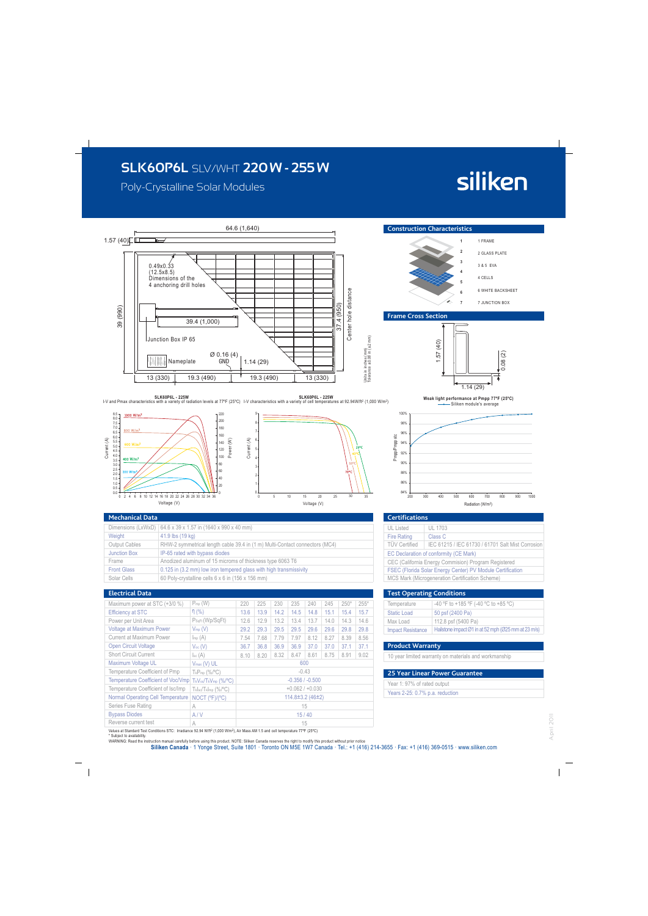# SLK60P6L SLV/WHT 220 W - 255 W

## Poly-Crystalline Solar Modules

siliken

64.6 (1,640)

1.57 (40)

0.49x0.33
(12.5x8.5)
Dimensions of the
4 anchoring drill holes

39 (990)

39.4 (1,000)

37.4 (950)

Center hole distance

Junction Box IP 65

Ø 0.16 (4)
GND

1.14 (29)

Nameplate

13 (330) | 19.3 (490) | 19.3 (490) | 13 (330)

Units in inches (mm)
Tolerance ±0.08 in (±2 mm)

## Construction Characteristics

1 FRAME
2 GLASS PLATE
3 & 5 EVA
4 CELLS
6 WHITE BACKSHEET
7 JUNCTION BOX

## Frame Cross Section

1.57 (40)

0.08 (2)

1.14 (29)

SLK60P6L - 225W
I-V and Pmax characteristics with a variety of radiation levels at 77°F (25°C)

1000 W/m²
800 W/m²
600 W/m²
400 W/m²
200 W/m²

Current (A)
Power (W)
Voltage (V)

SLK60P6L - 225W
I-V characteristics with a variety of cell temperatures at 92.94W/ft² (1,000 W/m²)

25°C
40°C
55°C
70°C

Current (A)
Voltage (V)

Weak light performance at Pmpp 77°F (25°C)
Siliken module's average

Pmpp/Pmpp stc
Radiation (W/m²)

## Mechanical Data

| | |
|---|---|
| Dimensions (LxWxD) | 64.6 x 39 x 1.57 in (1640 x 990 x 40 mm) |
| Weight | 41.9 lbs (19 kg) |
| Output Cables | RHW-2 symmetrical length cable 39.4 in (1 m) Multi-Contact connectors (MC4) |
| Junction Box | IP-65 rated with bypass diodes |
| Frame | Anodized aluminum of 15 microns of thickness type 6063 T6 |
| Front Glass | 0.125 in (3.2 mm) low iron tempered glass with high transmissivity |
| Solar Cells | 60 Poly-crystalline cells 6 x 6 in (156 x 156 mm) |

## Certifications

| | |
|---|---|
| UL Listed | UL 1703 |
| Fire Rating | Class C |
| TÜV Certified | IEC 61215 / IEC 61730 / 61701 Salt Mist Corrosion |
| EC Declaration of conformity (CE Mark) | |
| CEC (California Energy Commision) Program Registered | |
| FSEC (Florida Solar Energy Center) PV Module Certification | |
| MCS Mark (Microgeneration Certification Scheme) | |

## Electrical Data

| | | | | | | | | | |
|---|---|---|---|---|---|---|---|---|---|
| Maximum power at STC (+3/0 %) | $P_{mp}$ (W) | 220 | 225 | 230 | 235 | 240 | 245 | 250* | 255* |
| Efficiency at STC | η (%) | 13.6 | 13.9 | 14.2 | 14.5 | 14.8 | 15.1 | 15.4 | 15.7 |
| Power per Unit Area | $P_{SqFt}$ (Wp/SqFt) | 12.6 | 12.9 | 13.2 | 13.4 | 13.7 | 14.0 | 14.3 | 14.6 |
| Voltage at Maximum Power | $V_{mp}$ (V) | 29.2 | 29.3 | 29.5 | 29.5 | 29.6 | 29.6 | 29.8 | 29.8 |
| Current at Maximum Power | $I_{mp}$ (A) | 7.54 | 7.68 | 7.79 | 7.97 | 8.12 | 8.27 | 8.39 | 8.56 |
| Open Circuit Voltage | $V_{oc}$ (V) | 36.7 | 36.8 | 36.9 | 36.9 | 37.0 | 37.0 | 37.1 | 37.1 |
| Short Circuit Current | $I_{sc}$ (A) | 8.10 | 8.20 | 8.32 | 8.47 | 8.61 | 8.75 | 8.91 | 9.02 |
| Maximum Voltage UL | $V_{max}$ (V) UL | 600 | | | | | | | |
| Temperature Coefficient of Pmp | $T_kP_{mp}$ (%/ºC) | -0.43 | | | | | | | |
| Temperature Coefficient of Voc/Vmp | $T_kV_{oc}/T_kV_{mp}$ (%/ºC) | -0.356 / -0.500 | | | | | | | |
| Temperature Coefficient of Isc/Imp | $T_kI_{sc}/T_kI_{mp}$ (%/ºC) | +0.062 / +0.030 | | | | | | | |
| Normal Operating Cell Temperature | NOCT (ºF)/(ºC) | 114.8±3.2 (46±2) | | | | | | | |
| Series Fuse Rating | A | 15 | | | | | | | |
| Bypass Diodes | A / V | 15 / 40 | | | | | | | |
| Reverse current test | A | 15 | | | | | | | |

Values at Standard Test Conditions STC: Irradiance 92.94 W/ft² (1,000 W/m²), Air Mass AM 1.5 and cell temperature 77ºF (25ºC)
* Subject to availability.
WARNING: Read the instruction manual carefully before using this product. NOTE: Siliken Canada reserves the right to modify this product without prior notice

## Test Operating Conditions

| | |
|---|---|
| Temperature | -40 ºF to +185 ºF (-40 ºC to +85 ºC) |
| Static Load | 50 psf (2400 Pa) |
| Max Load | 112.8 psf (5400 Pa) |
| Impact Resistance | Hailstone impact Ø1 in at 52 mph (Ø25 mm at 23 m/s) |

## Product Warranty

10 year limited warranty on materials and workmanship

## 25 Year Linear Power Guarantee

Year 1: 97% of rated output
Years 2-25: 0.7% p.a. reduction

April 2011

**Siliken Canada** · 1 Yonge Street, Suite 1801 · Toronto ON M5E 1W7 Canada · Tel.: +1 (416) 214-3655 · Fax: +1 (416) 369-0515 · www.siliken.com